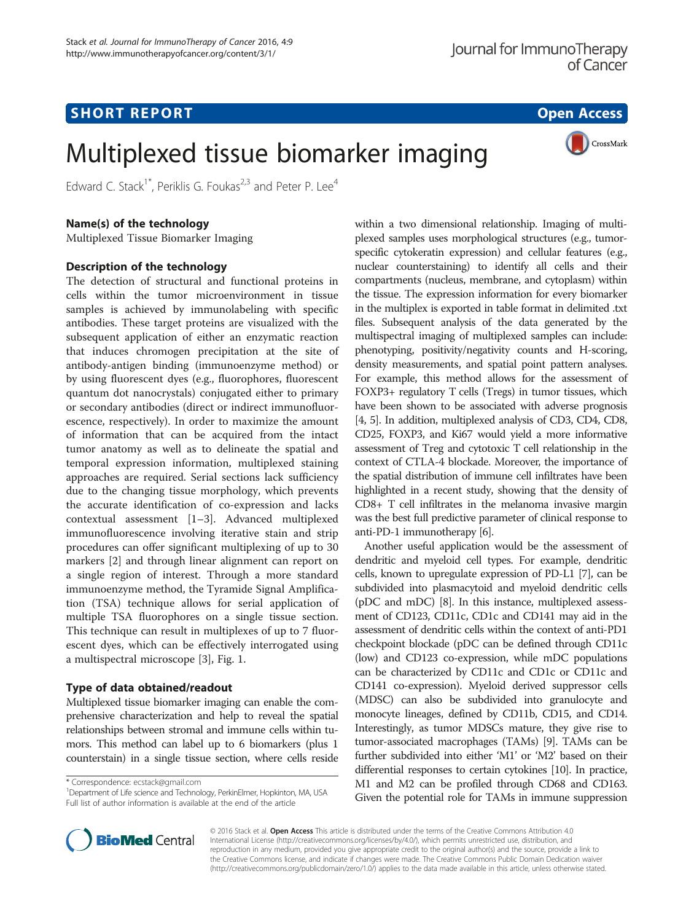**SHORT REPORT** **Open Access**

# Multiplexed tissue biomarker imaging

Edward C. Stack[1*], Periklis G. Foukas[2,3] and Peter P. Lee[4]

## Name(s) of the technology

Multiplexed Tissue Biomarker Imaging

## Description of the technology

The detection of structural and functional proteins in cells within the tumor microenvironment in tissue samples is achieved by immunolabeling with specific antibodies. These target proteins are visualized with the subsequent application of either an enzymatic reaction that induces chromogen precipitation at the site of antibody-antigen binding (immunoenzyme method) or by using fluorescent dyes (e.g., fluorophores, fluorescent quantum dot nanocrystals) conjugated either to primary or secondary antibodies (direct or indirect immunofluorescence, respectively). In order to maximize the amount of information that can be acquired from the intact tumor anatomy as well as to delineate the spatial and temporal expression information, multiplexed staining approaches are required. Serial sections lack sufficiency due to the changing tissue morphology, which prevents the accurate identification of co-expression and lacks contextual assessment [1–3]. Advanced multiplexed immunofluorescence involving iterative stain and strip procedures can offer significant multiplexing of up to 30 markers [2] and through linear alignment can report on a single region of interest. Through a more standard immunoenzyme method, the Tyramide Signal Amplification (TSA) technique allows for serial application of multiple TSA fluorophores on a single tissue section. This technique can result in multiplexes of up to 7 fluorescent dyes, which can be effectively interrogated using a multispectral microscope [3], Fig. 1.

## Type of data obtained/readout

Multiplexed tissue biomarker imaging can enable the comprehensive characterization and help to reveal the spatial relationships between stromal and immune cells within tumors. This method can label up to 6 biomarkers (plus 1 counterstain) in a single tissue section, where cells reside within a two dimensional relationship. Imaging of multiplexed samples uses morphological structures (e.g., tumor-specific cytokeratin expression) and cellular features (e.g., nuclear counterstaining) to identify all cells and their compartments (nucleus, membrane, and cytoplasm) within the tissue. The expression information for every biomarker in the multiplex is exported in table format in delimited .txt files. Subsequent analysis of the data generated by the multispectral imaging of multiplexed samples can include: phenotyping, positivity/negativity counts and H-scoring, density measurements, and spatial point pattern analyses. For example, this method allows for the assessment of FOXP3+ regulatory T cells (Tregs) in tumor tissues, which have been shown to be associated with adverse prognosis [4, 5]. In addition, multiplexed analysis of CD3, CD4, CD8, CD25, FOXP3, and Ki67 would yield a more informative assessment of Treg and cytotoxic T cell relationship in the context of CTLA-4 blockade. Moreover, the importance of the spatial distribution of immune cell infiltrates have been highlighted in a recent study, showing that the density of CD8+ T cell infiltrates in the melanoma invasive margin was the best full predictive parameter of clinical response to anti-PD-1 immunotherapy [6].

Another useful application would be the assessment of dendritic and myeloid cell types. For example, dendritic cells, known to upregulate expression of PD-L1 [7], can be subdivided into plasmacytoid and myeloid dendritic cells (pDC and mDC) [8]. In this instance, multiplexed assessment of CD123, CD11c, CD1c and CD141 may aid in the assessment of dendritic cells within the context of anti-PD1 checkpoint blockade (pDC can be defined through CD11c (low) and CD123 co-expression, while mDC populations can be characterized by CD11c and CD1c or CD11c and CD141 co-expression). Myeloid derived suppressor cells (MDSC) can also be subdivided into granulocyte and monocyte lineages, defined by CD11b, CD15, and CD14. Interestingly, as tumor MDSCs mature, they give rise to tumor-associated macrophages (TAMs) [9]. TAMs can be further subdivided into either 'M1' or 'M2' based on their differential responses to certain cytokines [10]. In practice, M1 and M2 can be profiled through CD68 and CD163. Given the potential role for TAMs in immune suppression

\* Correspondence: ecstack@gmail.com
[1]Department of Life science and Technology, PerkinElmer, Hopkinton, MA, USA
Full list of author information is available at the end of the article

© 2016 Stack et al. **Open Access** This article is distributed under the terms of the Creative Commons Attribution 4.0 International License (http://creativecommons.org/licenses/by/4.0/), which permits unrestricted use, distribution, and reproduction in any medium, provided you give appropriate credit to the original author(s) and the source, provide a link to the Creative Commons license, and indicate if changes were made. The Creative Commons Public Domain Dedication waiver (http://creativecommons.org/publicdomain/zero/1.0/) applies to the data made available in this article, unless otherwise stated.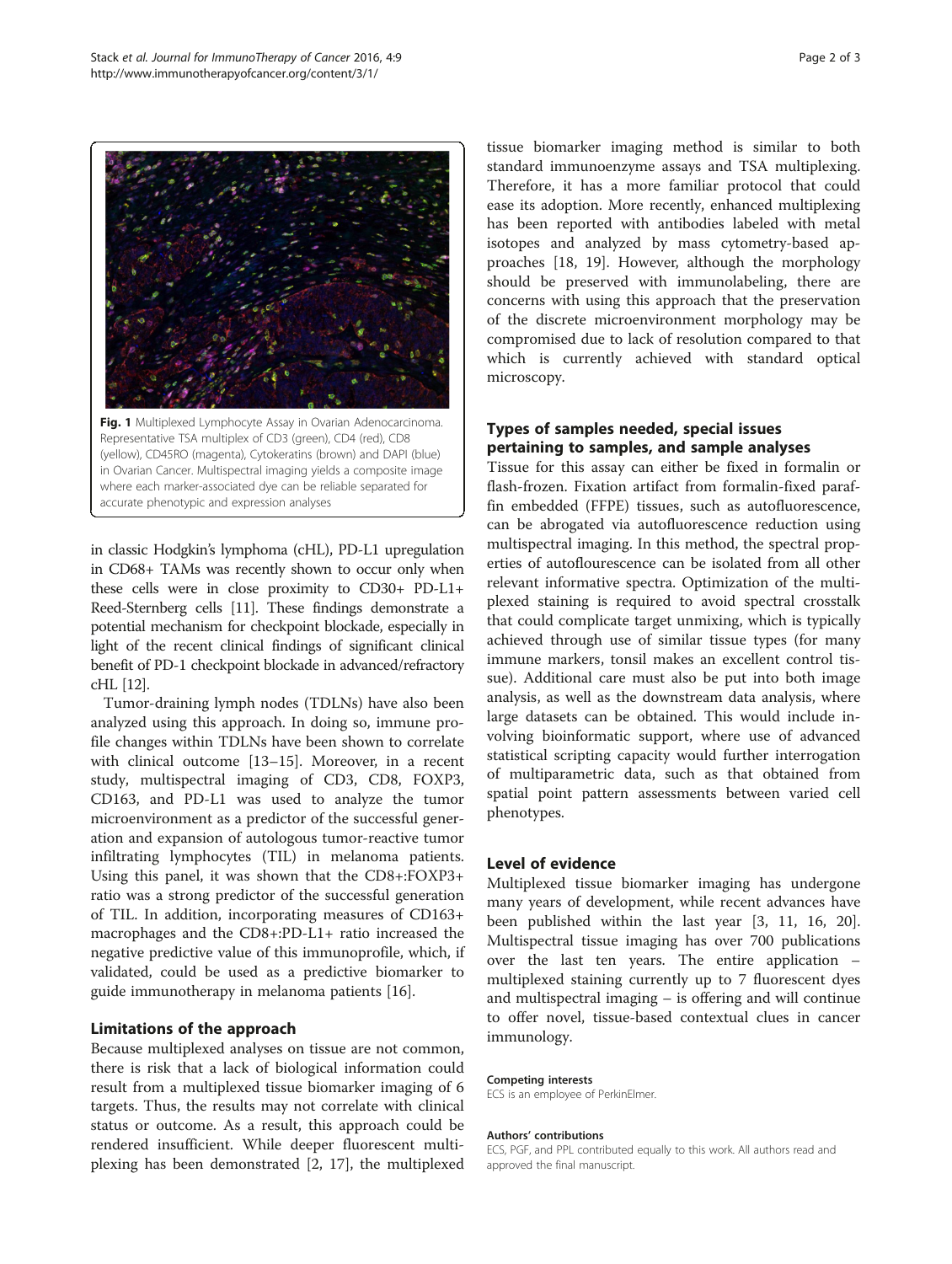Fig. 1 Multiplexed Lymphocyte Assay in Ovarian Adenocarcinoma. Representative TSA multiplex of CD3 (green), CD4 (red), CD8 (yellow), CD45RO (magenta), Cytokeratins (brown) and DAPI (blue) in Ovarian Cancer. Multispectral imaging yields a composite image where each marker-associated dye can be reliable separated for accurate phenotypic and expression analyses

in classic Hodgkin's lymphoma (cHL), PD-L1 upregulation in CD68+ TAMs was recently shown to occur only when these cells were in close proximity to CD30+ PD-L1+ Reed-Sternberg cells [11]. These findings demonstrate a potential mechanism for checkpoint blockade, especially in light of the recent clinical findings of significant clinical benefit of PD-1 checkpoint blockade in advanced/refractory cHL [12].

Tumor-draining lymph nodes (TDLNs) have also been analyzed using this approach. In doing so, immune profile changes within TDLNs have been shown to correlate with clinical outcome [13–15]. Moreover, in a recent study, multispectral imaging of CD3, CD8, FOXP3, CD163, and PD-L1 was used to analyze the tumor microenvironment as a predictor of the successful generation and expansion of autologous tumor-reactive tumor infiltrating lymphocytes (TIL) in melanoma patients. Using this panel, it was shown that the CD8+:FOXP3+ ratio was a strong predictor of the successful generation of TIL. In addition, incorporating measures of CD163+ macrophages and the CD8+:PD-L1+ ratio increased the negative predictive value of this immunoprofile, which, if validated, could be used as a predictive biomarker to guide immunotherapy in melanoma patients [16].

## Limitations of the approach

Because multiplexed analyses on tissue are not common, there is risk that a lack of biological information could result from a multiplexed tissue biomarker imaging of 6 targets. Thus, the results may not correlate with clinical status or outcome. As a result, this approach could be rendered insufficient. While deeper fluorescent multiplexing has been demonstrated [2, 17], the multiplexed tissue biomarker imaging method is similar to both standard immunoenzyme assays and TSA multiplexing. Therefore, it has a more familiar protocol that could ease its adoption. More recently, enhanced multiplexing has been reported with antibodies labeled with metal isotopes and analyzed by mass cytometry-based approaches [18, 19]. However, although the morphology should be preserved with immunolabeling, there are concerns with using this approach that the preservation of the discrete microenvironment morphology may be compromised due to lack of resolution compared to that which is currently achieved with standard optical microscopy.

## Types of samples needed, special issues pertaining to samples, and sample analyses

Tissue for this assay can either be fixed in formalin or flash-frozen. Fixation artifact from formalin-fixed paraffin embedded (FFPE) tissues, such as autofluorescence, can be abrogated via autofluorescence reduction using multispectral imaging. In this method, the spectral properties of autoflourescence can be isolated from all other relevant informative spectra. Optimization of the multiplexed staining is required to avoid spectral crosstalk that could complicate target unmixing, which is typically achieved through use of similar tissue types (for many immune markers, tonsil makes an excellent control tissue). Additional care must also be put into both image analysis, as well as the downstream data analysis, where large datasets can be obtained. This would include involving bioinformatic support, where use of advanced statistical scripting capacity would further interrogation of multiparametric data, such as that obtained from spatial point pattern assessments between varied cell phenotypes.

## Level of evidence

Multiplexed tissue biomarker imaging has undergone many years of development, while recent advances have been published within the last year [3, 11, 16, 20]. Multispectral tissue imaging has over 700 publications over the last ten years. The entire application – multiplexed staining currently up to 7 fluorescent dyes and multispectral imaging – is offering and will continue to offer novel, tissue-based contextual clues in cancer immunology.

#### Competing interests

ECS is an employee of PerkinElmer.

#### Authors' contributions

ECS, PGF, and PPL contributed equally to this work. All authors read and approved the final manuscript.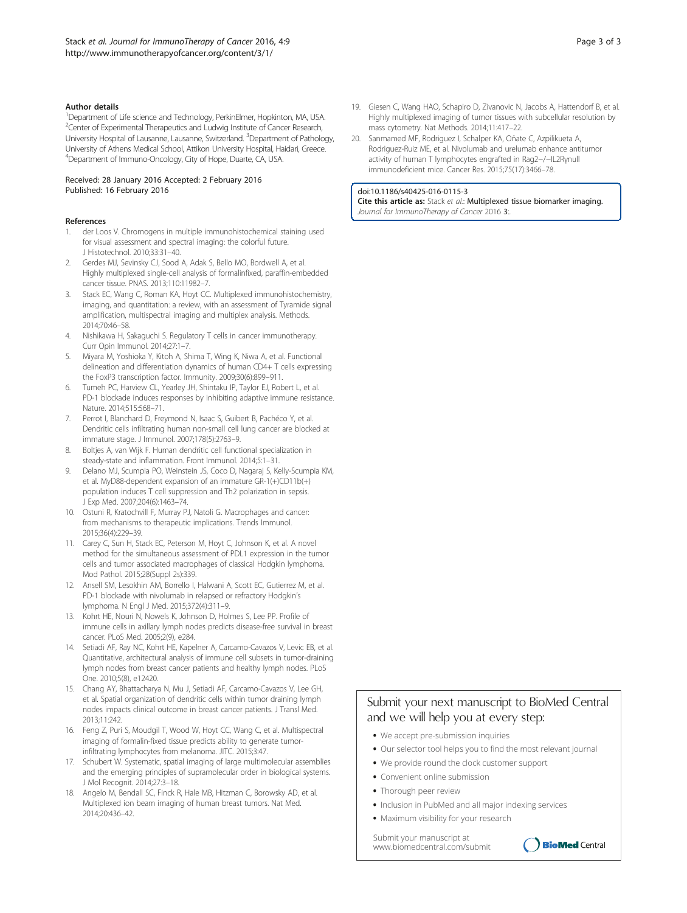#### Author details

[1]Department of Life science and Technology, PerkinElmer, Hopkinton, MA, USA. [2]Center of Experimental Therapeutics and Ludwig Institute of Cancer Research, University Hospital of Lausanne, Lausanne, Switzerland. [3]Department of Pathology, University of Athens Medical School, Attikon University Hospital, Haidari, Greece. [4]Department of Immuno-Oncology, City of Hope, Duarte, CA, USA.

Received: 28 January 2016 Accepted: 2 February 2016
Published: 16 February 2016

#### References

1. der Loos V. Chromogens in multiple immunohistochemical staining used for visual assessment and spectral imaging: the colorful future. J Histotechnol. 2010;33:31–40.
2. Gerdes MJ, Sevinsky CJ, Sood A, Adak S, Bello MO, Bordwell A, et al. Highly multiplexed single-cell analysis of formalinfixed, paraffin-embedded cancer tissue. PNAS. 2013;110:11982–7.
3. Stack EC, Wang C, Roman KA, Hoyt CC. Multiplexed immunohistochemistry, imaging, and quantitation: a review, with an assessment of Tyramide signal amplification, multispectral imaging and multiplex analysis. Methods. 2014;70:46–58.
4. Nishikawa H, Sakaguchi S. Regulatory T cells in cancer immunotherapy. Curr Opin Immunol. 2014;27:1–7.
5. Miyara M, Yoshioka Y, Kitoh A, Shima T, Wing K, Niwa A, et al. Functional delineation and differentiation dynamics of human CD4+ T cells expressing the FoxP3 transcription factor. Immunity. 2009;30(6):899–911.
6. Tumeh PC, Harview CL, Yearley JH, Shintaku IP, Taylor EJ, Robert L, et al. PD-1 blockade induces responses by inhibiting adaptive immune resistance. Nature. 2014;515:568–71.
7. Perrot I, Blanchard D, Freymond N, Isaac S, Guibert B, Pachéco Y, et al. Dendritic cells infiltrating human non-small cell lung cancer are blocked at immature stage. J Immunol. 2007;178(5):2763–9.
8. Boltjes A, van Wijk F. Human dendritic cell functional specialization in steady-state and inflammation. Front Immunol. 2014;5:1–31.
9. Delano MJ, Scumpia PO, Weinstein JS, Coco D, Nagaraj S, Kelly-Scumpia KM, et al. MyD88-dependent expansion of an immature GR-1(+)CD11b(+) population induces T cell suppression and Th2 polarization in sepsis. J Exp Med. 2007;204(6):1463–74.
10. Ostuni R, Kratochvill F, Murray PJ, Natoli G. Macrophages and cancer: from mechanisms to therapeutic implications. Trends Immunol. 2015;36(4):229–39.
11. Carey C, Sun H, Stack EC, Peterson M, Hoyt C, Johnson K, et al. A novel method for the simultaneous assessment of PDL1 expression in the tumor cells and tumor associated macrophages of classical Hodgkin lymphoma. Mod Pathol. 2015;28(Suppl 2s):339.
12. Ansell SM, Lesokhin AM, Borrello I, Halwani A, Scott EC, Gutierrez M, et al. PD-1 blockade with nivolumab in relapsed or refractory Hodgkin's lymphoma. N Engl J Med. 2015;372(4):311–9.
13. Kohrt HE, Nouri N, Nowels K, Johnson D, Holmes S, Lee PP. Profile of immune cells in axillary lymph nodes predicts disease-free survival in breast cancer. PLoS Med. 2005;2(9), e284.
14. Setiadi AF, Ray NC, Kohrt HE, Kapelner A, Carcamo-Cavazos V, Levic EB, et al. Quantitative, architectural analysis of immune cell subsets in tumor-draining lymph nodes from breast cancer patients and healthy lymph nodes. PLoS One. 2010;5(8), e12420.
15. Chang AY, Bhattacharya N, Mu J, Setiadi AF, Carcamo-Cavazos V, Lee GH, et al. Spatial organization of dendritic cells within tumor draining lymph nodes impacts clinical outcome in breast cancer patients. J Transl Med. 2013;11:242.
16. Feng Z, Puri S, Moudgil T, Wood W, Hoyt CC, Wang C, et al. Multispectral imaging of formalin-fixed tissue predicts ability to generate tumor-infiltrating lymphocytes from melanoma. JITC. 2015;3:47.
17. Schubert W. Systematic, spatial imaging of large multimolecular assemblies and the emerging principles of supramolecular order in biological systems. J Mol Recognit. 2014;27:3–18.
18. Angelo M, Bendall SC, Finck R, Hale MB, Hitzman C, Borowsky AD, et al. Multiplexed ion beam imaging of human breast tumors. Nat Med. 2014;20:436–42.
19. Giesen C, Wang HAO, Schapiro D, Zivanovic N, Jacobs A, Hattendorf B, et al. Highly multiplexed imaging of tumor tissues with subcellular resolution by mass cytometry. Nat Methods. 2014;11:417–22.
20. Sanmamed MF, Rodriguez I, Schalper KA, Oñate C, Azpilikueta A, Rodriguez-Ruiz ME, et al. Nivolumab and urelumab enhance antitumor activity of human T lymphocytes engrafted in Rag2−/−IL2Rynull immunodeficient mice. Cancer Res. 2015;75(17):3466–78.

doi:10.1186/s40425-016-0115-3
**Cite this article as:** Stack *et al.*: Multiplexed tissue biomarker imaging. *Journal for ImmunoTherapy of Cancer* 2016 **3**:.

Submit your next manuscript to BioMed Central and we will help you at every step:

- We accept pre-submission inquiries
- Our selector tool helps you to find the most relevant journal
- We provide round the clock customer support
- Convenient online submission
- Thorough peer review
- Inclusion in PubMed and all major indexing services
- Maximum visibility for your research

Submit your manuscript at
www.biomedcentral.com/submit

BioMed Central